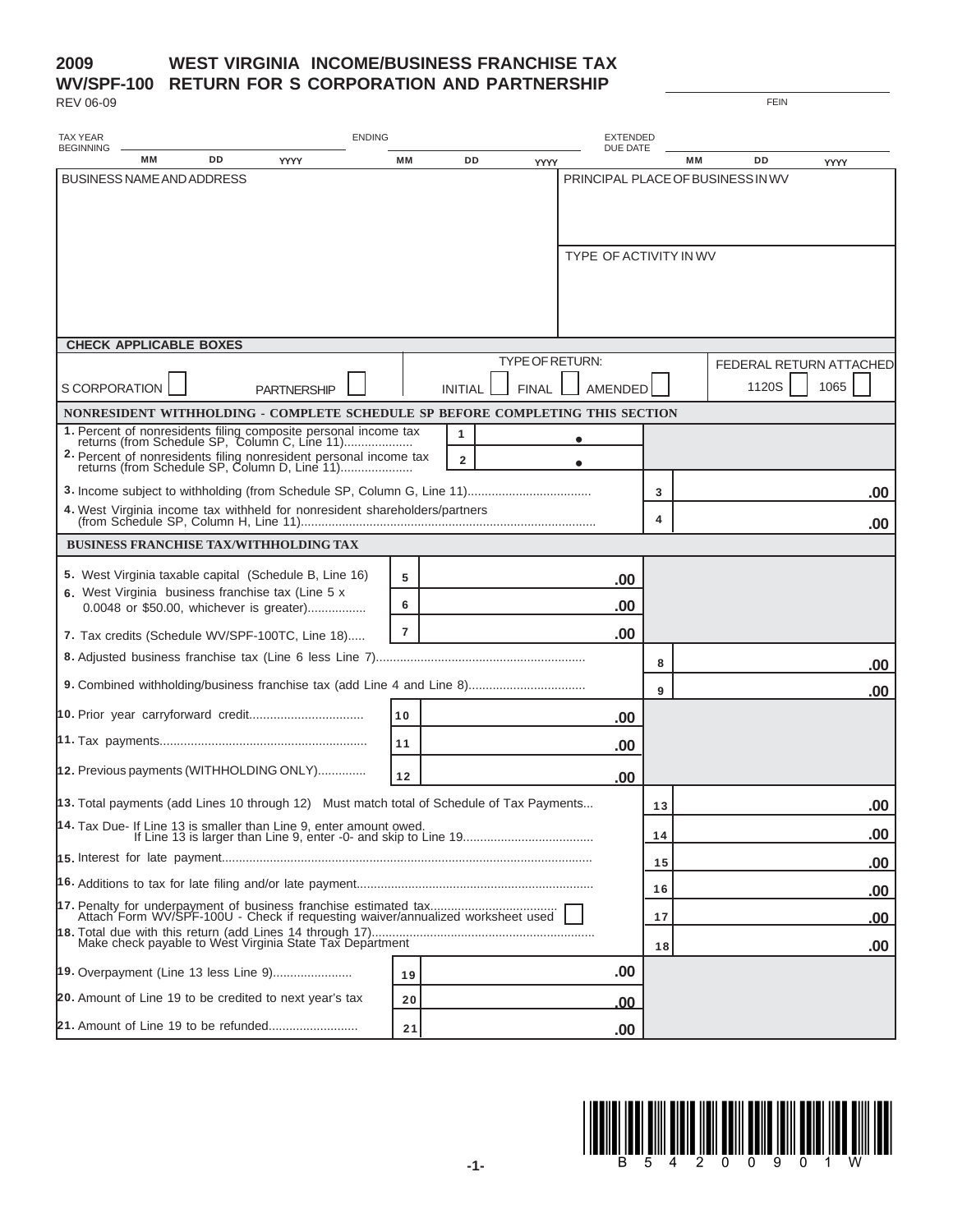# 2009 WEST VIRGINIA INCOME/BUSINESS FRANCHISE TAX
## WV/SPF-100 RETURN FOR S CORPORATION AND PARTNERSHIP

REV 06-09

FEIN

TAX YEAR BEGINNING MM DD YYYY ENDING MM DD YYYY EXTENDED DUE DATE MM DD YYYY

BUSINESS NAME AND ADDRESS

PRINCIPAL PLACE OF BUSINESS IN WV

TYPE OF ACTIVITY IN WV

**CHECK APPLICABLE BOXES**

S CORPORATION ☐ PARTNERSHIP ☐

TYPE OF RETURN: INITIAL ☐ FINAL ☐ AMENDED ☐

FEDERAL RETURN ATTACHED 1120S ☐ 1065 ☐

**NONRESIDENT WITHHOLDING - COMPLETE SCHEDULE SP BEFORE COMPLETING THIS SECTION**

| Line | Description | Line | Amount | Line | Amount |
|---|---|---|---|---|---|
| 1. | Percent of nonresidents filing composite personal income tax returns (from Schedule SP, Column C, Line 11) | 1 | • | | |
| 2. | Percent of nonresidents filing nonresident personal income tax returns (from Schedule SP, Column D, Line 11) | 2 | • | | |
| 3. | Income subject to withholding (from Schedule SP, Column G, Line 11) | | | 3 | .00 |
| 4. | West Virginia income tax withheld for nonresident shareholders/partners (from Schedule SP, Column H, Line 11) | | | 4 | .00 |

**BUSINESS FRANCHISE TAX/WITHHOLDING TAX**

| Line | Description | Line | Amount | Line | Amount |
|---|---|---|---|---|---|
| 5. | West Virginia taxable capital (Schedule B, Line 16) | 5 | .00 | | |
| 6. | West Virginia business franchise tax (Line 5 x 0.0048 or $50.00, whichever is greater) | 6 | .00 | | |
| 7. | Tax credits (Schedule WV/SPF-100TC, Line 18) | 7 | .00 | | |
| 8. | Adjusted business franchise tax (Line 6 less Line 7) | | | 8 | .00 |
| 9. | Combined withholding/business franchise tax (add Line 4 and Line 8) | | | 9 | .00 |
| 10. | Prior year carryforward credit | 10 | .00 | | |
| 11. | Tax payments | 11 | .00 | | |
| 12. | Previous payments (WITHHOLDING ONLY) | 12 | .00 | | |
| 13. | Total payments (add Lines 10 through 12) Must match total of Schedule of Tax Payments | | | 13 | .00 |
| 14. | Tax Due- If Line 13 is smaller than Line 9, enter amount owed. If Line 13 is larger than Line 9, enter -0- and skip to Line 19 | | | 14 | .00 |
| 15. | Interest for late payment | | | 15 | .00 |
| 16. | Additions to tax for late filing and/or late payment | | | 16 | .00 |
| 17. | Penalty for underpayment of business franchise estimated tax. Attach Form WV/SPF-100U - Check if requesting waiver/annualized worksheet used ☐ | | | 17 | .00 |
| 18. | Total due with this return (add Lines 14 through 17). Make check payable to West Virginia State Tax Department | | | 18 | .00 |
| 19. | Overpayment (Line 13 less Line 9) | 19 | .00 | | |
| 20. | Amount of Line 19 to be credited to next year's tax | 20 | .00 | | |
| 21. | Amount of Line 19 to be refunded | 21 | .00 | | |

B 5 4 2 0 0 9 0 1 W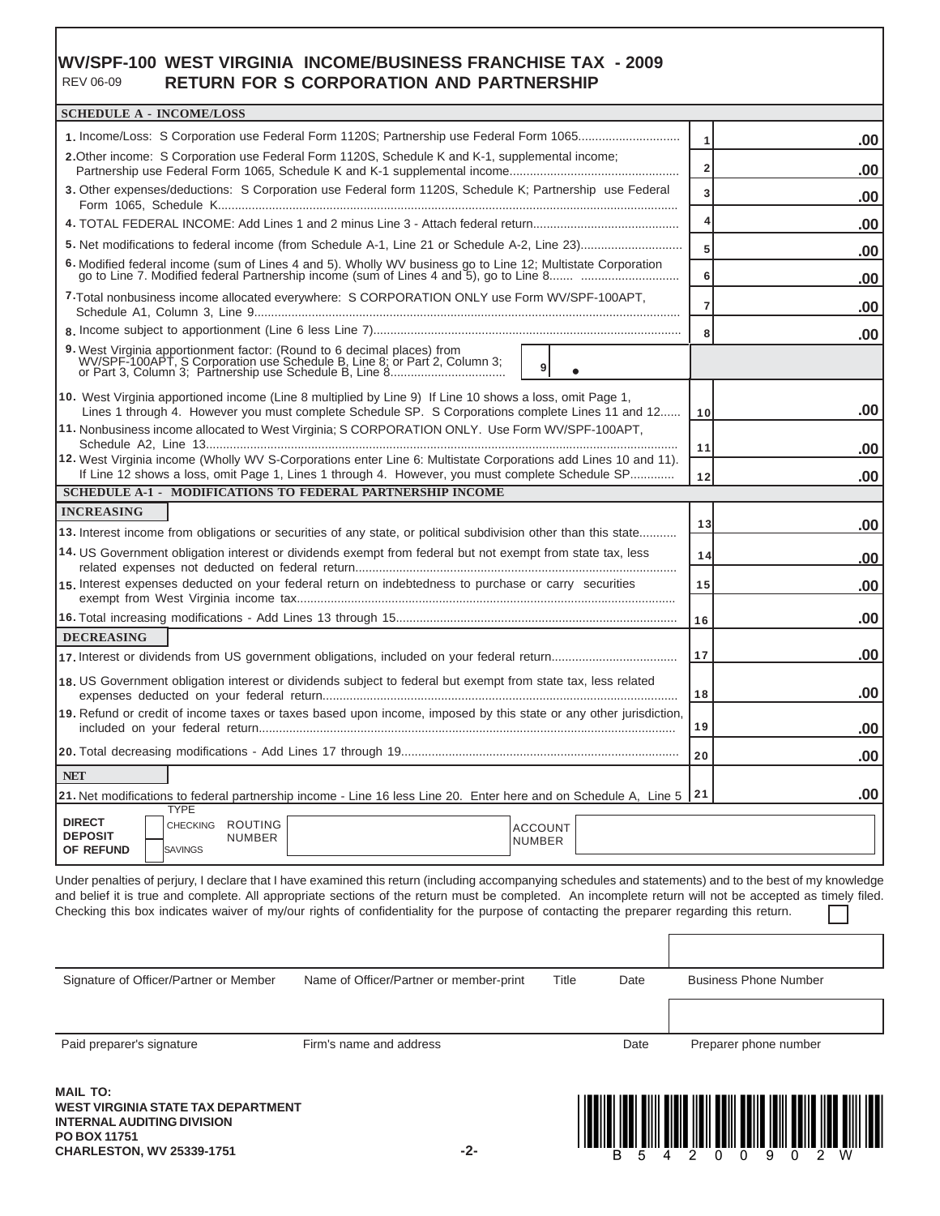# WV/SPF-100 WEST VIRGINIA INCOME/BUSINESS FRANCHISE TAX - 2009

REV 06-09 **RETURN FOR S CORPORATION AND PARTNERSHIP**

## SCHEDULE A - INCOME/LOSS

| | Line | Amount |
|---|---|---|
| 1. Income/Loss: S Corporation use Federal Form 1120S; Partnership use Federal Form 1065 | 1 | .00 |
| 2. Other income: S Corporation use Federal Form 1120S, Schedule K and K-1, supplemental income; Partnership use Federal Form 1065, Schedule K and K-1 supplemental income | 2 | .00 |
| 3. Other expenses/deductions: S Corporation use Federal form 1120S, Schedule K; Partnership use Federal Form 1065, Schedule K | 3 | .00 |
| 4. TOTAL FEDERAL INCOME: Add Lines 1 and 2 minus Line 3 - Attach federal return | 4 | .00 |
| 5. Net modifications to federal income (from Schedule A-1, Line 21 or Schedule A-2, Line 23) | 5 | .00 |
| 6. Modified federal income (sum of Lines 4 and 5). Wholly WV business go to Line 12; Multistate Corporation go to Line 7. Modified federal Partnership income (sum of Lines 4 and 5), go to Line 8 | 6 | .00 |
| 7. Total nonbusiness income allocated everywhere: S CORPORATION ONLY use Form WV/SPF-100APT, Schedule A1, Column 3, Line 9 | 7 | .00 |
| 8. Income subject to apportionment (Line 6 less Line 7) | 8 | .00 |
| 9. West Virginia apportionment factor: (Round to 6 decimal places) from WV/SPF-100APT, S Corporation use Schedule B, Line 8; or Part 2, Column 3; or Part 3, Column 3; Partnership use Schedule B, Line 8 — 9 • | | |
| 10. West Virginia apportioned income (Line 8 multiplied by Line 9) If Line 10 shows a loss, omit Page 1, Lines 1 through 4. However you must complete Schedule SP. S Corporations complete Lines 11 and 12 | 10 | .00 |
| 11. Nonbusiness income allocated to West Virginia; S CORPORATION ONLY. Use Form WV/SPF-100APT, Schedule A2, Line 13 | 11 | .00 |
| 12. West Virginia income (Wholly WV S-Corporations enter Line 6: Multistate Corporations add Lines 10 and 11). If Line 12 shows a loss, omit Page 1, Lines 1 through 4. However, you must complete Schedule SP | 12 | .00 |

## SCHEDULE A-1 - MODIFICATIONS TO FEDERAL PARTNERSHIP INCOME

| | Line | Amount |
|---|---|---|
| **INCREASING** | | |
| 13. Interest income from obligations or securities of any state, or political subdivision other than this state | 13 | .00 |
| 14. US Government obligation interest or dividends exempt from federal but not exempt from state tax, less related expenses not deducted on federal return | 14 | .00 |
| 15. Interest expenses deducted on your federal return on indebtedness to purchase or carry securities exempt from West Virginia income tax | 15 | .00 |
| 16. Total increasing modifications - Add Lines 13 through 15 | 16 | .00 |
| **DECREASING** | | |
| 17. Interest or dividends from US government obligations, included on your federal return | 17 | .00 |
| 18. US Government obligation interest or dividends subject to federal but exempt from state tax, less related expenses deducted on your federal return | 18 | .00 |
| 19. Refund or credit of income taxes or taxes based upon income, imposed by this state or any other jurisdiction, included on your federal return | 19 | .00 |
| 20. Total decreasing modifications - Add Lines 17 through 19 | 20 | .00 |
| **NET** | | |
| 21. Net modifications to federal partnership income - Line 16 less Line 20. Enter here and on Schedule A, Line 5 | 21 | .00 |

**DIRECT DEPOSIT OF REFUND** TYPE: ☐ CHECKING ☐ SAVINGS ROUTING NUMBER ____ ACCOUNT NUMBER ____

Under penalties of perjury, I declare that I have examined this return (including accompanying schedules and statements) and to the best of my knowledge and belief it is true and complete. All appropriate sections of the return must be completed. An incomplete return will not be accepted as timely filed. Checking this box indicates waiver of my/our rights of confidentiality for the purpose of contacting the preparer regarding this return. ☐

Signature of Officer/Partner or Member | Name of Officer/Partner or member-print | Title | Date | Business Phone Number

Paid preparer's signature | Firm's name and address | Date | Preparer phone number

**MAIL TO:**
**WEST VIRGINIA STATE TAX DEPARTMENT**
**INTERNAL AUDITING DIVISION**
**PO BOX 11751**
**CHARLESTON, WV 25339-1751**

B 5 4 2 0 0 9 0 2 W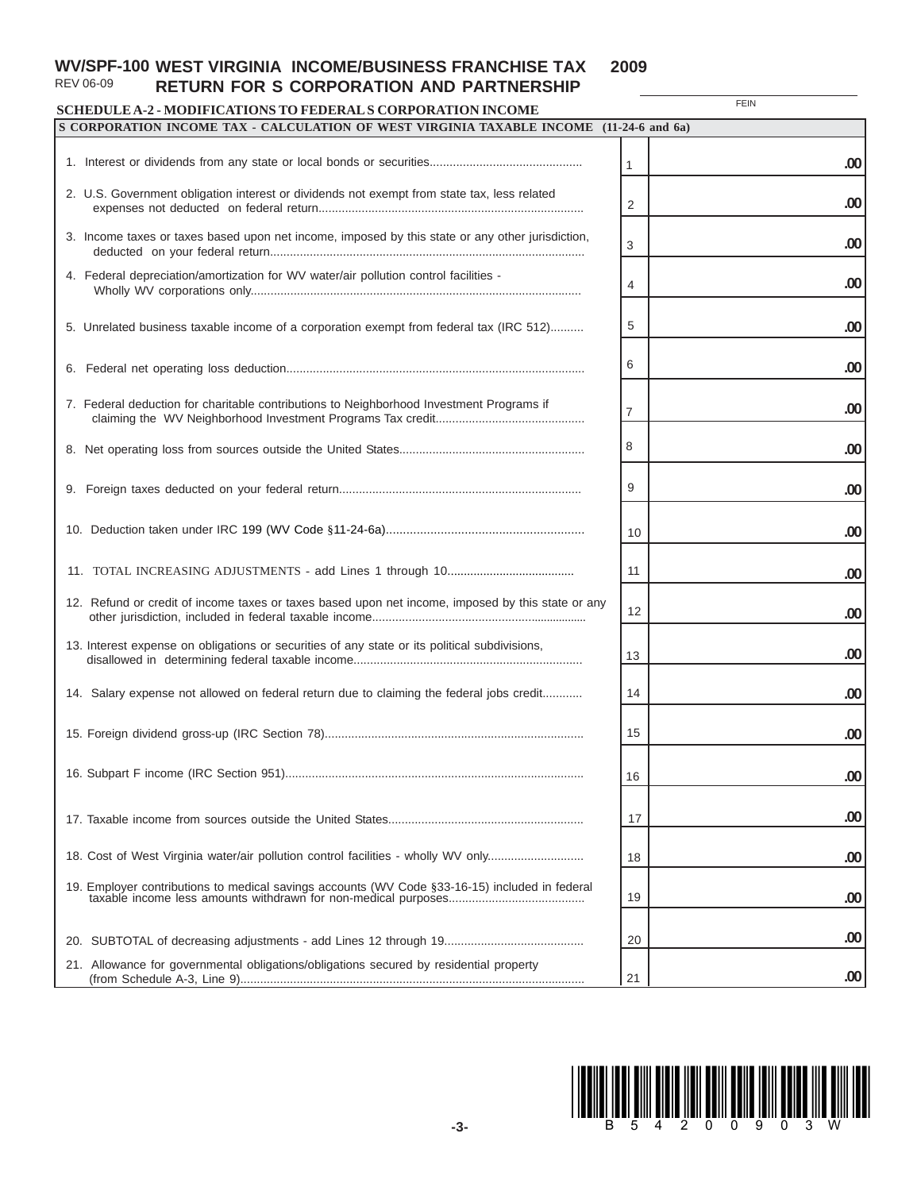**WV/SPF-100** REV 06-09 **WEST VIRGINIA INCOME/BUSINESS FRANCHISE TAX RETURN FOR S CORPORATION AND PARTNERSHIP** **2009**

FEIN

## SCHEDULE A-2 - MODIFICATIONS TO FEDERAL S CORPORATION INCOME

| S CORPORATION INCOME TAX - CALCULATION OF WEST VIRGINIA TAXABLE INCOME (11-24-6 and 6a) | | |
|---|---|---|
| 1. Interest or dividends from any state or local bonds or securities | 1 | .00 |
| 2. U.S. Government obligation interest or dividends not exempt from state tax, less related expenses not deducted on federal return | 2 | .00 |
| 3. Income taxes or taxes based upon net income, imposed by this state or any other jurisdiction, deducted on your federal return | 3 | .00 |
| 4. Federal depreciation/amortization for WV water/air pollution control facilities - Wholly WV corporations only | 4 | .00 |
| 5. Unrelated business taxable income of a corporation exempt from federal tax (IRC 512) | 5 | .00 |
| 6. Federal net operating loss deduction | 6 | .00 |
| 7. Federal deduction for charitable contributions to Neighborhood Investment Programs if claiming the WV Neighborhood Investment Programs Tax credit | 7 | .00 |
| 8. Net operating loss from sources outside the United States | 8 | .00 |
| 9. Foreign taxes deducted on your federal return | 9 | .00 |
| 10. Deduction taken under IRC 199 (WV Code §11-24-6a) | 10 | .00 |
| 11. TOTAL INCREASING ADJUSTMENTS - add Lines 1 through 10 | 11 | .00 |
| 12. Refund or credit of income taxes or taxes based upon net income, imposed by this state or any other jurisdiction, included in federal taxable income | 12 | .00 |
| 13. Interest expense on obligations or securities of any state or its political subdivisions, disallowed in determining federal taxable income | 13 | .00 |
| 14. Salary expense not allowed on federal return due to claiming the federal jobs credit | 14 | .00 |
| 15. Foreign dividend gross-up (IRC Section 78) | 15 | .00 |
| 16. Subpart F income (IRC Section 951) | 16 | .00 |
| 17. Taxable income from sources outside the United States | 17 | .00 |
| 18. Cost of West Virginia water/air pollution control facilities - wholly WV only | 18 | .00 |
| 19. Employer contributions to medical savings accounts (WV Code §33-16-15) included in federal taxable income less amounts withdrawn for non-medical purposes | 19 | .00 |
| 20. SUBTOTAL of decreasing adjustments - add Lines 12 through 19 | 20 | .00 |
| 21. Allowance for governmental obligations/obligations secured by residential property (from Schedule A-3, Line 9) | 21 | .00 |

B 5 4 2 0 0 9 0 3 W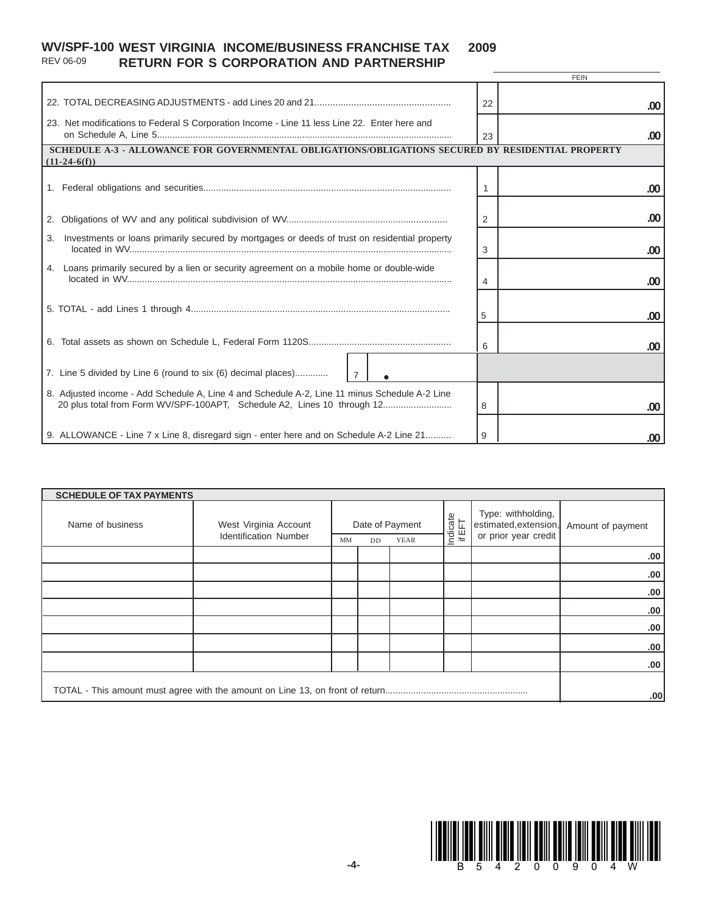**WV/SPF-100** REV 06-09 **WEST VIRGINIA INCOME/BUSINESS FRANCHISE TAX RETURN FOR S CORPORATION AND PARTNERSHIP 2009**

FEIN

| | | |
|---|---|---|
| 22. TOTAL DECREASING ADJUSTMENTS - add Lines 20 and 21 | 22 | .00 |
| 23. Net modifications to Federal S Corporation Income - Line 11 less Line 22. Enter here and on Schedule A, Line 5 | 23 | .00 |

## SCHEDULE A-3 - ALLOWANCE FOR GOVERNMENTAL OBLIGATIONS/OBLIGATIONS SECURED BY RESIDENTIAL PROPERTY (11-24-6(f))

| | | |
|---|---|---|
| 1. Federal obligations and securities | 1 | .00 |
| 2. Obligations of WV and any political subdivision of WV | 2 | .00 |
| 3. Investments or loans primarily secured by mortgages or deeds of trust on residential property located in WV | 3 | .00 |
| 4. Loans primarily secured by a lien or security agreement on a mobile home or double-wide located in WV | 4 | .00 |
| 5. TOTAL - add Lines 1 through 4 | 5 | .00 |
| 6. Total assets as shown on Schedule L, Federal Form 1120S | 6 | .00 |
| 7. Line 5 divided by Line 6 (round to six (6) decimal places) — 7 • | | |
| 8. Adjusted income - Add Schedule A, Line 4 and Schedule A-2, Line 11 minus Schedule A-2 Line 20 plus total from Form WV/SPF-100APT, Schedule A2, Lines 10 through 12 | 8 | .00 |
| 9. ALLOWANCE - Line 7 x Line 8, disregard sign - enter here and on Schedule A-2 Line 21 | 9 | .00 |

## SCHEDULE OF TAX PAYMENTS

| Name of business | West Virginia Account Identification Number | Date of Payment MM | DD | YEAR | Indicate if EFT | Type: withholding, estimated, extension, or prior year credit | Amount of payment |
|---|---|---|---|---|---|---|---|
| | | | | | | | .00 |
| | | | | | | | .00 |
| | | | | | | | .00 |
| | | | | | | | .00 |
| | | | | | | | .00 |
| | | | | | | | .00 |
| | | | | | | | .00 |
| TOTAL - This amount must agree with the amount on Line 13, on front of return | | | | | | | .00 |

B 5 4 2 0 0 9 0 4 W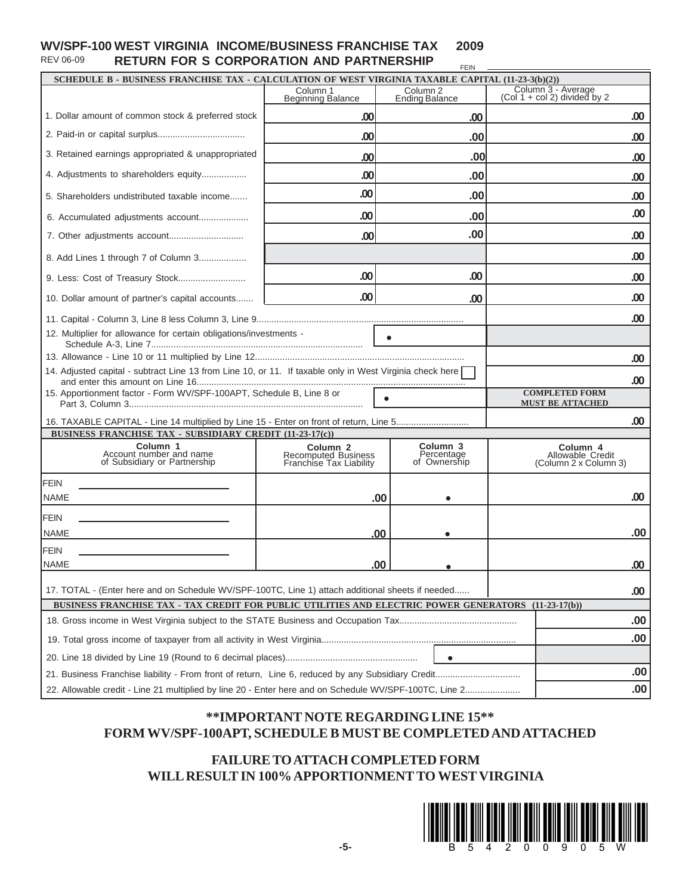**WV/SPF-100 WEST VIRGINIA INCOME/BUSINESS FRANCHISE TAX 2009**
REV 06-09 **RETURN FOR S CORPORATION AND PARTNERSHIP**

FEIN ______________________

## SCHEDULE B - BUSINESS FRANCHISE TAX - CALCULATION OF WEST VIRGINIA TAXABLE CAPITAL (11-23-3(b)(2))

| | Column 1 Beginning Balance | Column 2 Ending Balance | Column 3 - Average (Col 1 + col 2) divided by 2 |
|---|---|---|---|
| 1. Dollar amount of common stock & preferred stock | .00 | .00 | .00 |
| 2. Paid-in or capital surplus.................................. | .00 | .00 | .00 |
| 3. Retained earnings appropriated & unappropriated | .00 | .00 | .00 |
| 4. Adjustments to shareholders equity................. | .00 | .00 | .00 |
| 5. Shareholders undistributed taxable income....... | .00 | .00 | .00 |
| 6. Accumulated adjustments account................... | .00 | .00 | .00 |
| 7. Other adjustments account............................. | .00 | .00 | .00 |
| 8. Add Lines 1 through 7 of Column 3.................. | | | .00 |
| 9. Less: Cost of Treasury Stock.......................... | .00 | .00 | .00 |
| 10. Dollar amount of partner's capital accounts....... | .00 | .00 | .00 |
| 11. Capital - Column 3, Line 8 less Column 3, Line 9........ | | | .00 |
| 12. Multiplier for allowance for certain obligations/investments - Schedule A-3, Line 7........ | | • | |
| 13. Allowance - Line 10 or 11 multiplied by Line 12........ | | | .00 |
| 14. Adjusted capital - subtract Line 13 from Line 10, or 11. If taxable only in West Virginia check here ☐ and enter this amount on Line 16........ | | | .00 |
| 15. Apportionment factor - Form WV/SPF-100APT, Schedule B, Line 8 or Part 3, Column 3........ | | • | **COMPLETED FORM MUST BE ATTACHED** |
| 16. TAXABLE CAPITAL - Line 14 multiplied by Line 15 - Enter on front of return, Line 5........ | | | .00 |

## BUSINESS FRANCHISE TAX - SUBSIDIARY CREDIT (11-23-17(c))

| Column 1 Account number and name of Subsidiary or Partnership | Column 2 Recomputed Business Franchise Tax Liability | Column 3 Percentage of Ownership | Column 4 Allowable Credit (Column 2 x Column 3) |
|---|---|---|---|
| FEIN ____ NAME | .00 | • | .00 |
| FEIN ____ NAME | .00 | • | .00 |
| FEIN ____ NAME | .00 | • | .00 |
| 17. TOTAL - (Enter here and on Schedule WV/SPF-100TC, Line 1) attach additional sheets if needed...... | | | .00 |

## BUSINESS FRANCHISE TAX - TAX CREDIT FOR PUBLIC UTILITIES AND ELECTRIC POWER GENERATORS (11-23-17(b))

| | | |
|---|---|---|
| 18. Gross income in West Virginia subject to the STATE Business and Occupation Tax........ | | .00 |
| 19. Total gross income of taxpayer from all activity in West Virginia........ | | .00 |
| 20. Line 18 divided by Line 19 (Round to 6 decimal places)........ | • | |
| 21. Business Franchise liability - From front of return, Line 6, reduced by any Subsidiary Credit........ | | .00 |
| 22. Allowable credit - Line 21 multiplied by line 20 - Enter here and on Schedule WV/SPF-100TC, Line 2........ | | .00 |

**\*\*IMPORTANT NOTE REGARDING LINE 15\*\***
**FORM WV/SPF-100APT, SCHEDULE B MUST BE COMPLETED AND ATTACHED**

**FAILURE TO ATTACH COMPLETED FORM**
**WILL RESULT IN 100% APPORTIONMENT TO WEST VIRGINIA**

B 5 4 2 0 0 9 0 5 W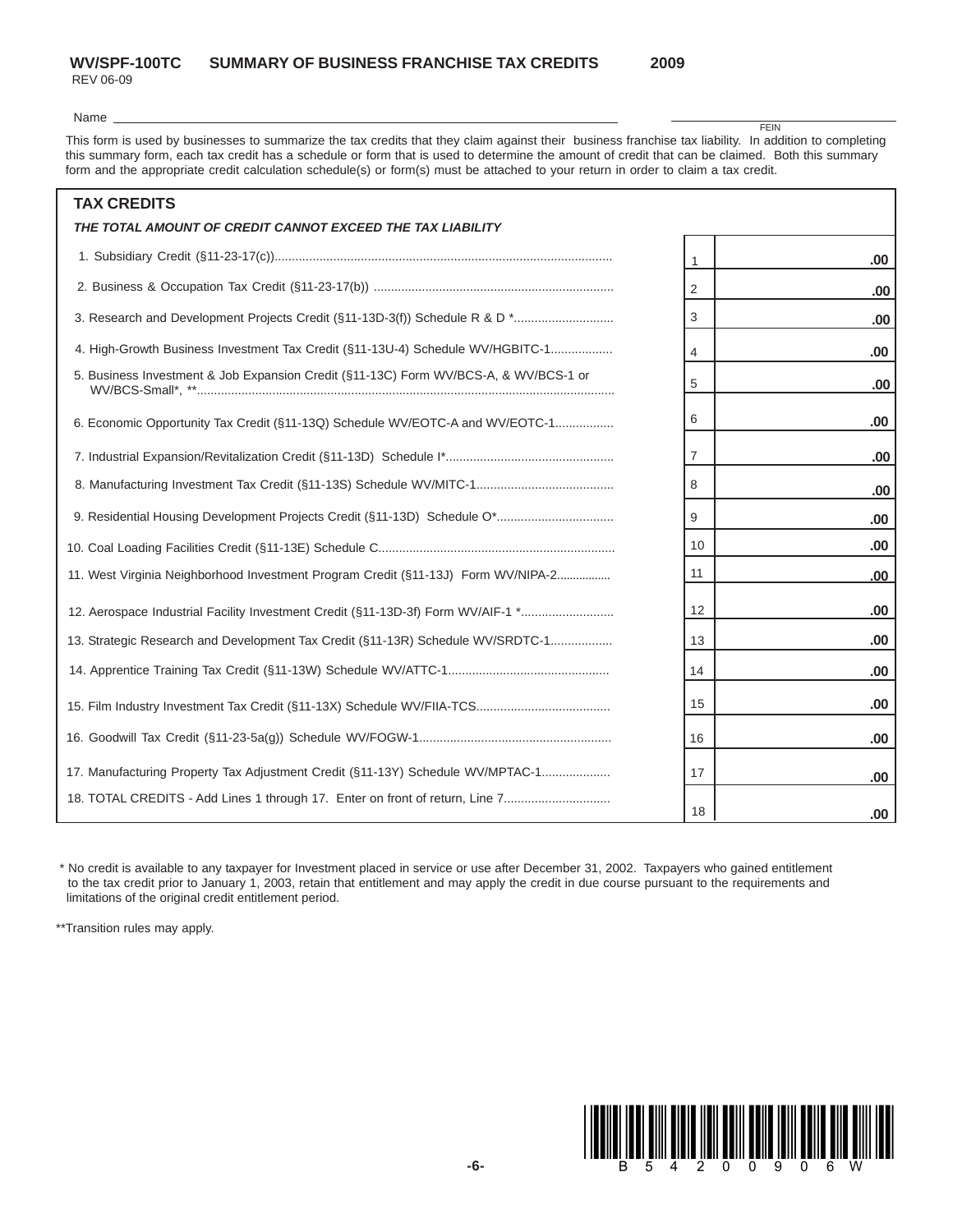**WV/SPF-100TC SUMMARY OF BUSINESS FRANCHISE TAX CREDITS 2009**

REV 06-09

Name ______________________________ FEIN ______________

This form is used by businesses to summarize the tax credits that they claim against their business franchise tax liability. In addition to completing this summary form, each tax credit has a schedule or form that is used to determine the amount of credit that can be claimed. Both this summary form and the appropriate credit calculation schedule(s) or form(s) must be attached to your return in order to claim a tax credit.

## TAX CREDITS

***THE TOTAL AMOUNT OF CREDIT CANNOT EXCEED THE TAX LIABILITY***

| Description | Line | Amount |
|---|---|---|
| 1. Subsidiary Credit (§11-23-17(c)) | 1 | .00 |
| 2. Business & Occupation Tax Credit (§11-23-17(b)) | 2 | .00 |
| 3. Research and Development Projects Credit (§11-13D-3(f)) Schedule R & D * | 3 | .00 |
| 4. High-Growth Business Investment Tax Credit (§11-13U-4) Schedule WV/HGBITC-1 | 4 | .00 |
| 5. Business Investment & Job Expansion Credit (§11-13C) Form WV/BCS-A, & WV/BCS-1 or WV/BCS-Small*, ** | 5 | .00 |
| 6. Economic Opportunity Tax Credit (§11-13Q) Schedule WV/EOTC-A and WV/EOTC-1 | 6 | .00 |
| 7. Industrial Expansion/Revitalization Credit (§11-13D) Schedule I* | 7 | .00 |
| 8. Manufacturing Investment Tax Credit (§11-13S) Schedule WV/MITC-1 | 8 | .00 |
| 9. Residential Housing Development Projects Credit (§11-13D) Schedule O* | 9 | .00 |
| 10. Coal Loading Facilities Credit (§11-13E) Schedule C | 10 | .00 |
| 11. West Virginia Neighborhood Investment Program Credit (§11-13J) Form WV/NIPA-2 | 11 | .00 |
| 12. Aerospace Industrial Facility Investment Credit (§11-13D-3f) Form WV/AIF-1 * | 12 | .00 |
| 13. Strategic Research and Development Tax Credit (§11-13R) Schedule WV/SRDTC-1 | 13 | .00 |
| 14. Apprentice Training Tax Credit (§11-13W) Schedule WV/ATTC-1 | 14 | .00 |
| 15. Film Industry Investment Tax Credit (§11-13X) Schedule WV/FIIA-TCS | 15 | .00 |
| 16. Goodwill Tax Credit (§11-23-5a(g)) Schedule WV/FOGW-1 | 16 | .00 |
| 17. Manufacturing Property Tax Adjustment Credit (§11-13Y) Schedule WV/MPTAC-1 | 17 | .00 |
| 18. TOTAL CREDITS - Add Lines 1 through 17. Enter on front of return, Line 7 | 18 | .00 |

\* No credit is available to any taxpayer for Investment placed in service or use after December 31, 2002. Taxpayers who gained entitlement to the tax credit prior to January 1, 2003, retain that entitlement and may apply the credit in due course pursuant to the requirements and limitations of the original credit entitlement period.

\*\*Transition rules may apply.

B54200906W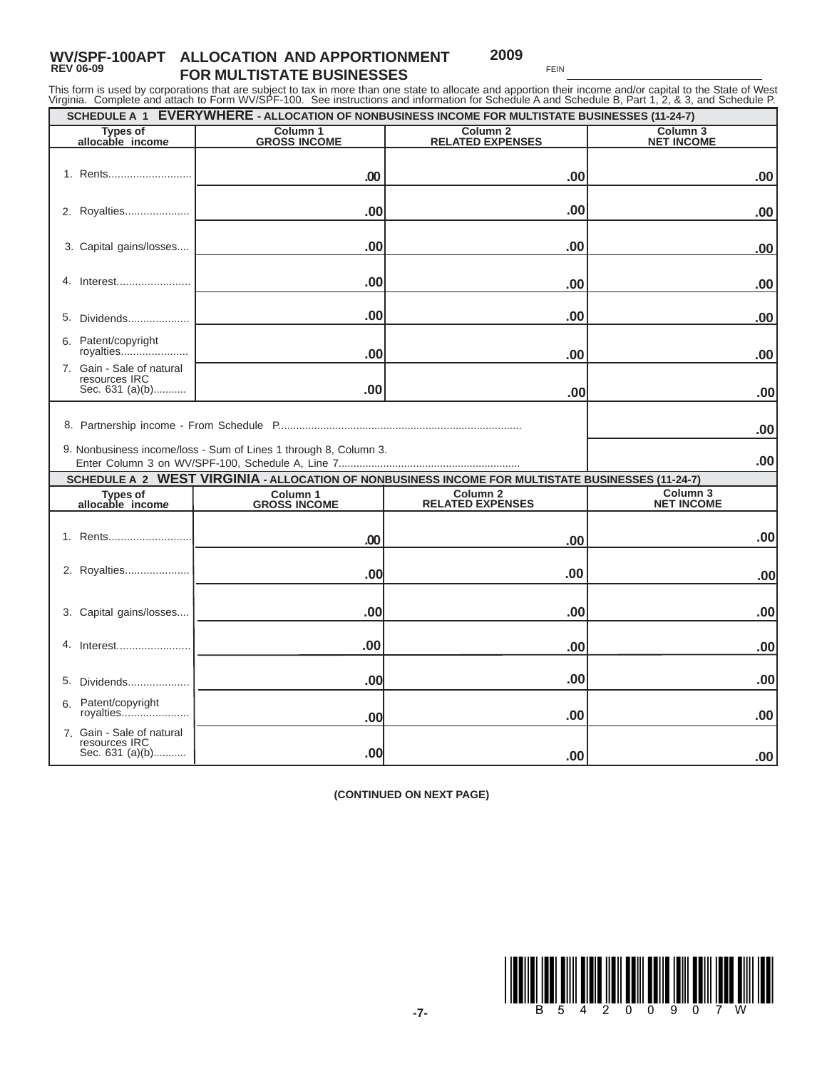# WV/SPF-100APT ALLOCATION AND APPORTIONMENT FOR MULTISTATE BUSINESSES

REV 06-09

**2009**

FEIN ______________________

This form is used by corporations that are subject to tax in more than one state to allocate and apportion their income and/or capital to the State of West Virginia. Complete and attach to Form WV/SPF-100. See instructions and information for Schedule A and Schedule B, Part 1, 2, & 3, and Schedule P.

## SCHEDULE A 1 EVERYWHERE - ALLOCATION OF NONBUSINESS INCOME FOR MULTISTATE BUSINESSES (11-24-7)

| Types of allocable income | Column 1 GROSS INCOME | Column 2 RELATED EXPENSES | Column 3 NET INCOME |
|---|---|---|---|
| 1. Rents | .00 | .00 | .00 |
| 2. Royalties | .00 | .00 | .00 |
| 3. Capital gains/losses | .00 | .00 | .00 |
| 4. Interest | .00 | .00 | .00 |
| 5. Dividends | .00 | .00 | .00 |
| 6. Patent/copyright royalties | .00 | .00 | .00 |
| 7. Gain - Sale of natural resources IRC Sec. 631 (a)(b) | .00 | .00 | .00 |
| 8. Partnership income - From Schedule P | | | .00 |
| 9. Nonbusiness income/loss - Sum of Lines 1 through 8, Column 3. Enter Column 3 on WV/SPF-100, Schedule A, Line 7 | | | .00 |

## SCHEDULE A 2 WEST VIRGINIA - ALLOCATION OF NONBUSINESS INCOME FOR MULTISTATE BUSINESSES (11-24-7)

| Types of allocable income | Column 1 GROSS INCOME | Column 2 RELATED EXPENSES | Column 3 NET INCOME |
|---|---|---|---|
| 1. Rents | .00 | .00 | .00 |
| 2. Royalties | .00 | .00 | .00 |
| 3. Capital gains/losses | .00 | .00 | .00 |
| 4. Interest | .00 | .00 | .00 |
| 5. Dividends | .00 | .00 | .00 |
| 6. Patent/copyright royalties | .00 | .00 | .00 |
| 7. Gain - Sale of natural resources IRC Sec. 631 (a)(b) | .00 | .00 | .00 |

**(CONTINUED ON NEXT PAGE)**

B54200907W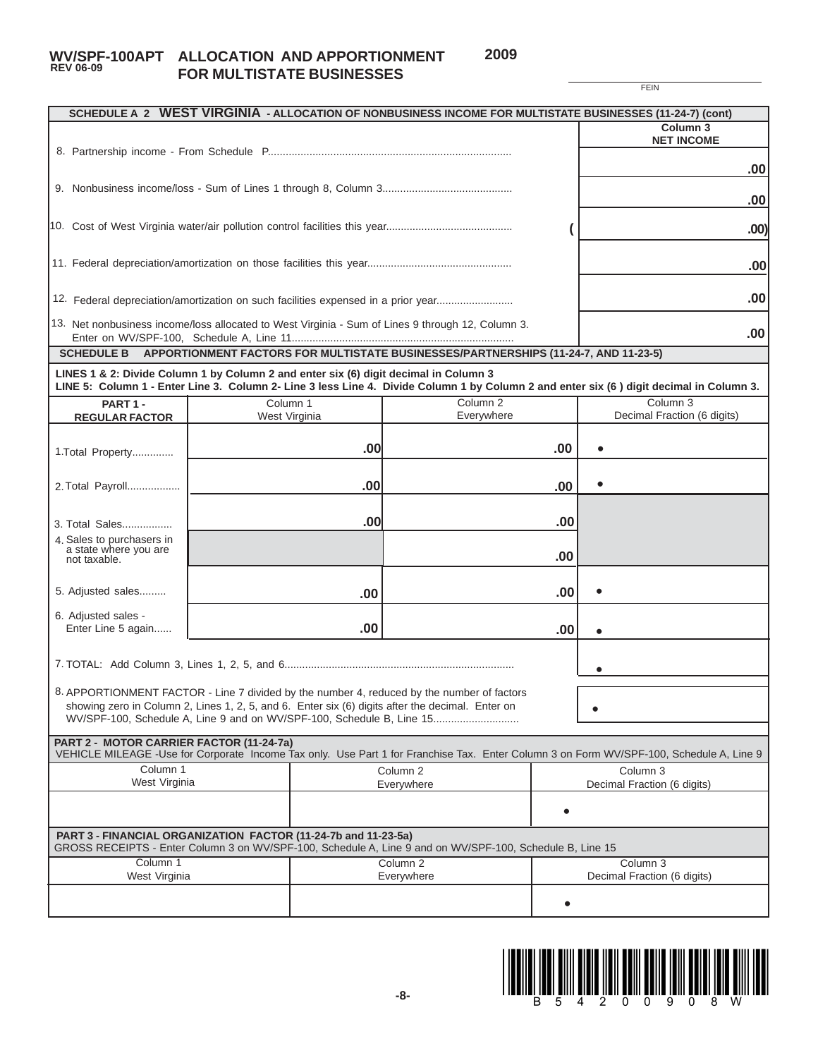**WV/SPF-100APT** REV 06-09 **ALLOCATION AND APPORTIONMENT FOR MULTISTATE BUSINESSES** **2009**

FEIN

| SCHEDULE A 2 WEST VIRGINIA - ALLOCATION OF NONBUSINESS INCOME FOR MULTISTATE BUSINESSES (11-24-7) (cont) | | Column 3 NET INCOME |
|---|---|---|
| 8. Partnership income - From Schedule P | | .00 |
| 9. Nonbusiness income/loss - Sum of Lines 1 through 8, Column 3 | | .00 |
| 10. Cost of West Virginia water/air pollution control facilities this year | ( | .00) |
| 11. Federal depreciation/amortization on those facilities this year | | .00 |
| 12. Federal depreciation/amortization on such facilities expensed in a prior year | | .00 |
| 13. Net nonbusiness income/loss allocated to West Virginia - Sum of Lines 9 through 12, Column 3. Enter on WV/SPF-100, Schedule A, Line 11 | | .00 |

**SCHEDULE B APPORTIONMENT FACTORS FOR MULTISTATE BUSINESSES/PARTNERSHIPS (11-24-7, AND 11-23-5)**

**LINES 1 & 2: Divide Column 1 by Column 2 and enter six (6) digit decimal in Column 3**
**LINE 5: Column 1 - Enter Line 3. Column 2- Line 3 less Line 4. Divide Column 1 by Column 2 and enter six (6 ) digit decimal in Column 3.**

| PART 1 - REGULAR FACTOR | Column 1 West Virginia | Column 2 Everywhere | Column 3 Decimal Fraction (6 digits) |
|---|---|---|---|
| 1. Total Property | .00 | .00 | • |
| 2. Total Payroll | .00 | .00 | • |
| 3. Total Sales | .00 | .00 | |
| 4. Sales to purchasers in a state where you are not taxable. | | .00 | |
| 5. Adjusted sales | .00 | .00 | • |
| 6. Adjusted sales - Enter Line 5 again | .00 | .00 | • |
| 7. TOTAL: Add Column 3, Lines 1, 2, 5, and 6 | | | • |
| 8. APPORTIONMENT FACTOR - Line 7 divided by the number 4, reduced by the number of factors showing zero in Column 2, Lines 1, 2, 5, and 6. Enter six (6) digits after the decimal. Enter on WV/SPF-100, Schedule A, Line 9 and on WV/SPF-100, Schedule B, Line 15 | | | • |

**PART 2 - MOTOR CARRIER FACTOR (11-24-7a)**
VEHICLE MILEAGE -Use for Corporate Income Tax only. Use Part 1 for Franchise Tax. Enter Column 3 on Form WV/SPF-100, Schedule A, Line 9

| Column 1 West Virginia | Column 2 Everywhere | Column 3 Decimal Fraction (6 digits) |
|---|---|---|
| | | • |

**PART 3 - FINANCIAL ORGANIZATION FACTOR (11-24-7b and 11-23-5a)**
GROSS RECEIPTS - Enter Column 3 on WV/SPF-100, Schedule A, Line 9 and on WV/SPF-100, Schedule B, Line 15

| Column 1 West Virginia | Column 2 Everywhere | Column 3 Decimal Fraction (6 digits) |
|---|---|---|
| | | • |

B 5 4 2 0 0 9 0 8 W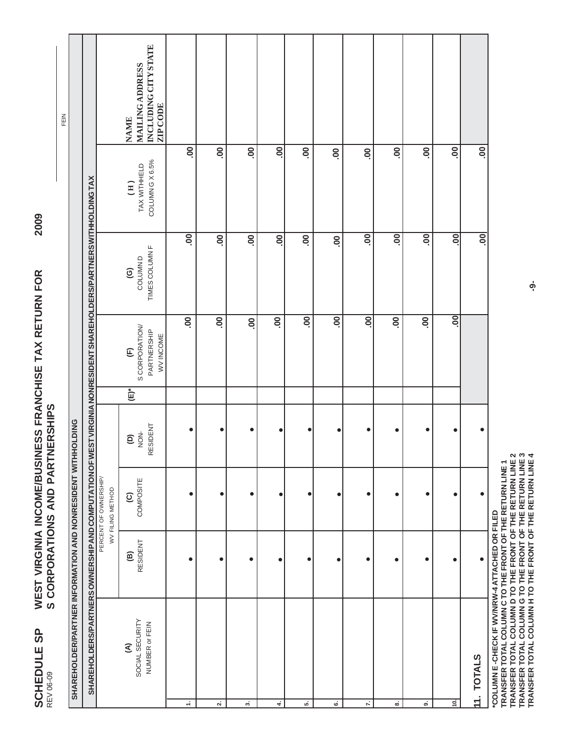# SCHEDULE SP — WEST VIRGINIA INCOME/BUSINESS FRANCHISE TAX RETURN FOR S CORPORATIONS AND PARTNERSHIPS — 2009

REV 06-09

FEIN ____________

## SHAREHOLDER/PARTNER INFORMATION AND NONRESIDENT WITHHOLDING

### SHAREHOLDERS/PARTNERS OWNERSHIP AND COMPUTATION OF WEST VIRGINIA NONRESIDENT SHAREHOLDERS/PARTNERS WITHHOLDING TAX

| | (A) SOCIAL SECURITY NUMBER or FEIN | PERCENT OF OWNERSHIP/ WV FILING METHOD | | | (E)* | (F) S CORPORATION/ PARTNERSHIP WV INCOME | (G) COLUMN D TIMES COLUMN F | (H) TAX WITHHELD COLUMN G X 6.5% | NAME MAILING ADDRESS INCLUDING CITY STATE ZIP CODE |
|---|---|---|---|---|---|---|---|---|---|
| | | (B) RESIDENT | (C) COMPOSITE | (D) NON-RESIDENT | | | | | |
| 1. | | • | • | • | | .00 | .00 | .00 | |
| 2. | | • | • | • | | .00 | .00 | .00 | |
| 3. | | • | • | • | | .00 | .00 | .00 | |
| 4. | | • | • | • | | .00 | .00 | .00 | |
| 5. | | • | • | • | | .00 | .00 | .00 | |
| 6. | | • | • | • | | .00 | .00 | .00 | |
| 7. | | • | • | • | | .00 | .00 | .00 | |
| 8. | | • | • | • | | .00 | .00 | .00 | |
| 9. | | • | • | • | | .00 | .00 | .00 | |
| 10. | | • | • | • | | .00 | .00 | .00 | |
| 11. TOTALS | | • | • | • | | | .00 | .00 | |

**\*COLUMN E -CHECK IF WV/NRW-4 ATTACHED OR FILED**

**TRANSFER TOTAL COLUMN C TO THE FRONT OF THE RETURN LINE 1**

**TRANSFER TOTAL COLUMN D TO THE FRONT OF THE RETURN LINE 2**

**TRANSFER TOTAL COLUMN G TO THE FRONT OF THE RETURN LINE 3**

**TRANSFER TOTAL COLUMN H TO THE FRONT OF THE RETURN LINE 4**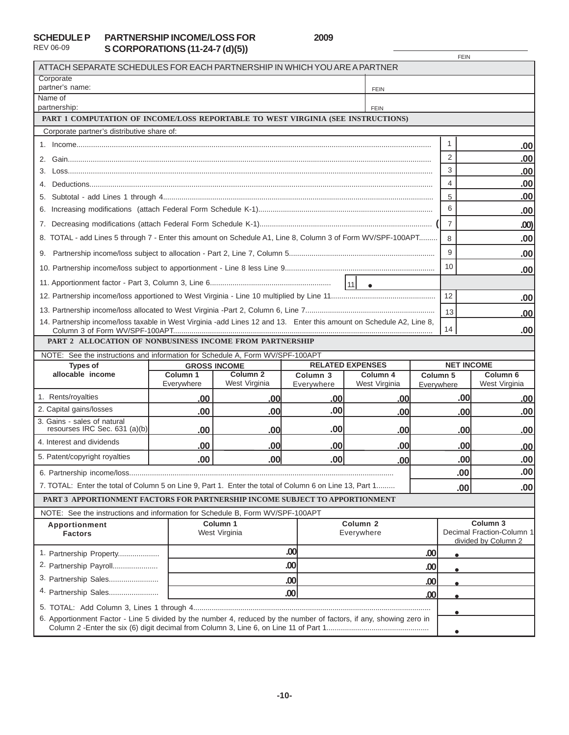**SCHEDULE P** REV 06-09 **PARTNERSHIP INCOME/LOSS FOR S CORPORATIONS (11-24-7 (d)(5))** **2009**

FEIN ______________________

ATTACH SEPARATE SCHEDULES FOR EACH PARTNERSHIP IN WHICH YOU ARE A PARTNER

| | |
|---|---|
| Corporate partner's name: | FEIN |
| Name of partnership: | FEIN |

## PART 1 COMPUTATION OF INCOME/LOSS REPORTABLE TO WEST VIRGINIA (SEE INSTRUCTIONS)

Corporate partner's distributive share of:

| | Line | Amount |
|---|---|---|
| 1. Income | 1 | .00 |
| 2. Gain | 2 | .00 |
| 3. Loss | 3 | .00 |
| 4. Deductions | 4 | .00 |
| 5. Subtotal - add Lines 1 through 4 | 5 | .00 |
| 6. Increasing modifications (attach Federal Form Schedule K-1) | 6 | .00 |
| 7. Decreasing modifications (attach Federal Form Schedule K-1) | 7 | ( .00) |
| 8. TOTAL - add Lines 5 through 7 - Enter this amount on Schedule A1, Line 8, Column 3 of Form WV/SPF-100APT | 8 | .00 |
| 9. Partnership income/loss subject to allocation - Part 2, Line 7, Column 5 | 9 | .00 |
| 10. Partnership income/loss subject to apportionment - Line 8 less Line 9 | 10 | .00 |
| 11. Apportionment factor - Part 3, Column 3, Line 6 | 11 | • |
| 12. Partnership income/loss apportioned to West Virginia - Line 10 multiplied by Line 11 | 12 | .00 |
| 13. Partnership income/loss allocated to West Virginia -Part 2, Column 6, Line 7 | 13 | .00 |
| 14. Partnership income/loss taxable in West Virginia -add Lines 12 and 13. Enter this amount on Schedule A2, Line 8, Column 3 of Form WV/SPF-100APT | 14 | .00 |

## PART 2 ALLOCATION OF NONBUSINESS INCOME FROM PARTNERSHIP

NOTE: See the instructions and information for Schedule A, Form WV/SPF-100APT

| Types of allocable income | GROSS INCOME | | RELATED EXPENSES | | NET INCOME | |
|---|---|---|---|---|---|---|
| | Column 1 Everywhere | Column 2 West Virginia | Column 3 Everywhere | Column 4 West Virginia | Column 5 Everywhere | Column 6 West Virginia |
| 1. Rents/royalties | .00 | .00 | .00 | .00 | .00 | .00 |
| 2. Capital gains/losses | .00 | .00 | .00 | .00 | .00 | .00 |
| 3. Gains - sales of natural resourses IRC Sec. 631 (a)(b) | .00 | .00 | .00 | .00 | .00 | .00 |
| 4. Interest and dividends | .00 | .00 | .00 | .00 | .00 | .00 |
| 5. Patent/copyright royalties | .00 | .00 | .00 | .00 | .00 | .00 |
| 6. Partnership income/loss | | | | | .00 | .00 |
| 7. TOTAL: Enter the total of Column 5 on Line 9, Part 1. Enter the total of Column 6 on Line 13, Part 1 | | | | | .00 | .00 |

## PART 3 APPORTIONMENT FACTORS FOR PARTNERSHIP INCOME SUBJECT TO APPORTIONMENT

NOTE: See the instructions and information for Schedule B, Form WV/SPF-100APT

| Apportionment Factors | Column 1 West Virginia | Column 2 Everywhere | Column 3 Decimal Fraction-Column 1 divided by Column 2 |
|---|---|---|---|
| 1. Partnership Property | .00 | .00 | • |
| 2. Partnership Payroll | .00 | .00 | • |
| 3. Partnership Sales | .00 | .00 | • |
| 4. Partnership Sales | .00 | .00 | • |
| 5. TOTAL: Add Column 3, Lines 1 through 4 | | | • |
| 6. Apportionment Factor - Line 5 divided by the number 4, reduced by the number of factors, if any, showing zero in Column 2 -Enter the six (6) digit decimal from Column 3, Line 6, on Line 11 of Part 1 | | | • |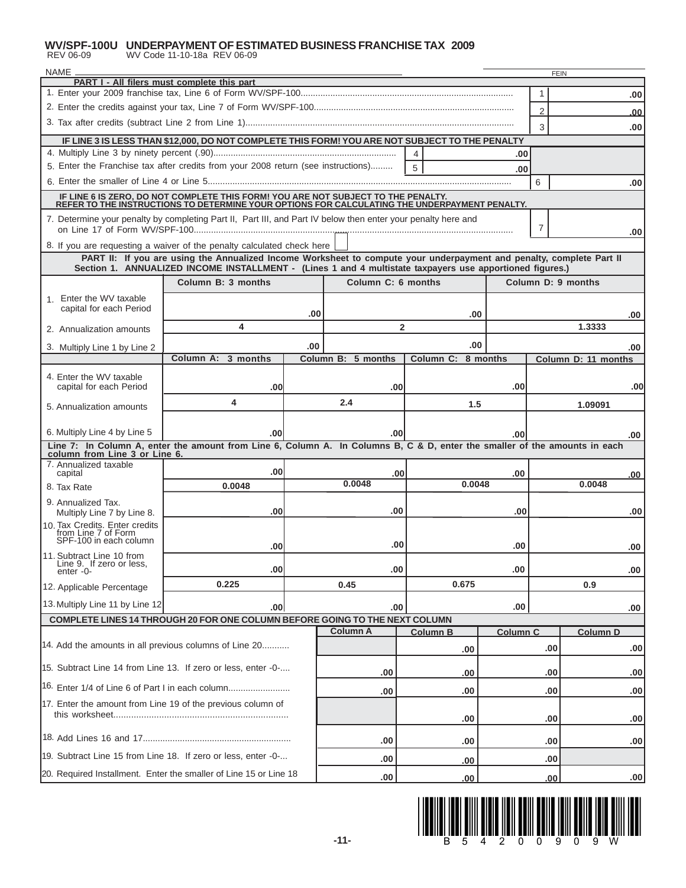# WV/SPF-100U UNDERPAYMENT OF ESTIMATED BUSINESS FRANCHISE TAX 2009

REV 06-09 WV Code 11-10-18a REV 06-09

NAME ______________________ FEIN ______________

## PART I - All filers must complete this part

| | | | |
|---|---|---|---|
| 1. Enter your 2009 franchise tax, Line 6 of Form WV/SPF-100 | | 1 | .00 |
| 2. Enter the credits against your tax, Line 7 of Form WV/SPF-100 | | 2 | .00 |
| 3. Tax after credits (subtract Line 2 from Line 1) | | 3 | .00 |

**IF LINE 3 IS LESS THAN $12,000, DO NOT COMPLETE THIS FORM! YOU ARE NOT SUBJECT TO THE PENALTY**

| | | | | |
|---|---|---|---|---|
| 4. Multiply Line 3 by ninety percent (.90) | 4 | .00 | | |
| 5. Enter the Franchise tax after credits from your 2008 return (see instructions) | 5 | .00 | | |
| 6. Enter the smaller of Line 4 or Line 5 | | | 6 | .00 |

**IF LINE 6 IS ZERO, DO NOT COMPLETE THIS FORM! YOU ARE NOT SUBJECT TO THE PENALTY. REFER TO THE INSTRUCTIONS TO DETERMINE YOUR OPTIONS FOR CALCULATING THE UNDERPAYMENT PENALTY.**

| | | |
|---|---|---|
| 7. Determine your penalty by completing Part II, Part III, and Part IV below then enter your penalty here and on Line 17 of Form WV/SPF-100 | 7 | .00 |
| 8. If you are requesting a waiver of the penalty calculated check here ☐ | | |

## PART II: If you are using the Annualized Income Worksheet to compute your underpayment and penalty, complete Part II

**Section 1. ANNUALIZED INCOME INSTALLMENT - (Lines 1 and 4 multistate taxpayers use apportioned figures.)**

| | Column B: 3 months | Column C: 6 months | Column D: 9 months |
|---|---|---|---|
| 1. Enter the WV taxable capital for each Period | .00 | .00 | .00 |
| 2. Annualization amounts | 4 | 2 | 1.3333 |
| 3. Multiply Line 1 by Line 2 | .00 | .00 | .00 |

| | Column A: 3 months | Column B: 5 months | Column C: 8 months | Column D: 11 months |
|---|---|---|---|---|
| 4. Enter the WV taxable capital for each Period | .00 | .00 | .00 | .00 |
| 5. Annualization amounts | 4 | 2.4 | 1.5 | 1.09091 |
| 6. Multiply Line 4 by Line 5 | .00 | .00 | .00 | .00 |

**Line 7: In Column A, enter the amount from Line 6, Column A. In Columns B, C & D, enter the smaller of the amounts in each column from Line 3 or Line 6.**

| | Column A | Column B | Column C | Column D |
|---|---|---|---|---|
| 7. Annualized taxable capital | .00 | .00 | .00 | .00 |
| 8. Tax Rate | 0.0048 | 0.0048 | 0.0048 | 0.0048 |
| 9. Annualized Tax. Multiply Line 7 by Line 8. | .00 | .00 | .00 | .00 |
| 10. Tax Credits. Enter credits from Line 7 of Form SPF-100 in each column | .00 | .00 | .00 | .00 |
| 11. Subtract Line 10 from Line 9. If zero or less, enter -0- | .00 | .00 | .00 | .00 |
| 12. Applicable Percentage | 0.225 | 0.45 | 0.675 | 0.9 |
| 13. Multiply Line 11 by Line 12 | .00 | .00 | .00 | .00 |

**COMPLETE LINES 14 THROUGH 20 FOR ONE COLUMN BEFORE GOING TO THE NEXT COLUMN**

| | Column A | Column B | Column C | Column D |
|---|---|---|---|---|
| 14. Add the amounts in all previous columns of Line 20 | | .00 | .00 | .00 |
| 15. Subtract Line 14 from Line 13. If zero or less, enter -0- | .00 | .00 | .00 | .00 |
| 16. Enter 1/4 of Line 6 of Part I in each column | .00 | .00 | .00 | .00 |
| 17. Enter the amount from Line 19 of the previous column of this worksheet | | .00 | .00 | .00 |
| 18. Add Lines 16 and 17 | .00 | .00 | .00 | .00 |
| 19. Subtract Line 15 from Line 18. If zero or less, enter -0- | .00 | .00 | .00 | |
| 20. Required Installment. Enter the smaller of Line 15 or Line 18 | .00 | .00 | .00 | .00 |

B 5 4 2 0 0 9 0 9 W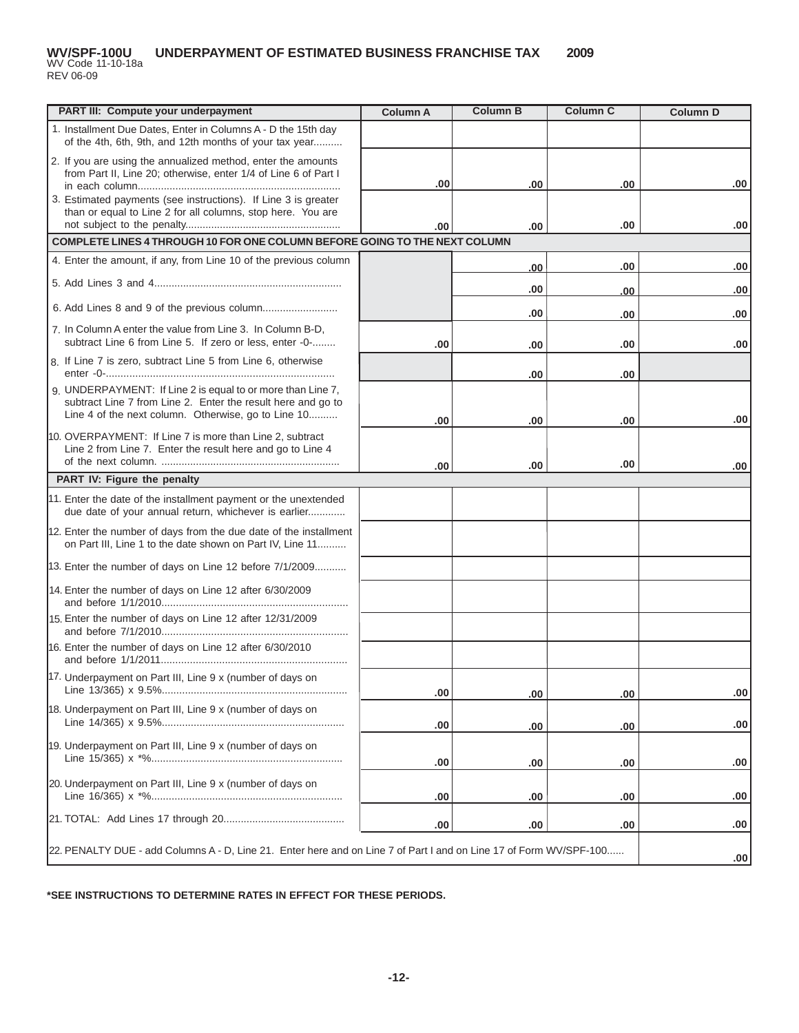**WV/SPF-100U UNDERPAYMENT OF ESTIMATED BUSINESS FRANCHISE TAX 2009**

WV Code 11-10-18a
REV 06-09

| PART III: Compute your underpayment | Column A | Column B | Column C | Column D |
|---|---|---|---|---|
| 1. Installment Due Dates, Enter in Columns A - D the 15th day of the 4th, 6th, 9th, and 12th months of your tax year.......... | | | | |
| 2. If you are using the annualized method, enter the amounts from Part II, Line 20; otherwise, enter 1/4 of Line 6 of Part I in each column...................................................................... | .00 | .00 | .00 | .00 |
| 3. Estimated payments (see instructions). If Line 3 is greater than or equal to Line 2 for all columns, stop here. You are not subject to the penalty...................................................... | .00 | .00 | .00 | .00 |
| **COMPLETE LINES 4 THROUGH 10 FOR ONE COLUMN BEFORE GOING TO THE NEXT COLUMN** | | | | |
| 4. Enter the amount, if any, from Line 10 of the previous column | | .00 | .00 | .00 |
| 5. Add Lines 3 and 4................................................................. | | .00 | .00 | .00 |
| 6. Add Lines 8 and 9 of the previous column.......................... | | .00 | .00 | .00 |
| 7. In Column A enter the value from Line 3. In Column B-D, subtract Line 6 from Line 5. If zero or less, enter -0-........ | .00 | .00 | .00 | .00 |
| 8. If Line 7 is zero, subtract Line 5 from Line 6, otherwise enter -0-.............................................................................. | | .00 | .00 | |
| 9. UNDERPAYMENT: If Line 2 is equal to or more than Line 7, subtract Line 7 from Line 2. Enter the result here and go to Line 4 of the next column. Otherwise, go to Line 10.......... | .00 | .00 | .00 | .00 |
| 10. OVERPAYMENT: If Line 7 is more than Line 2, subtract Line 2 from Line 7. Enter the result here and go to Line 4 of the next column. ............................................................. | .00 | .00 | .00 | .00 |
| **PART IV: Figure the penalty** | | | | |
| 11. Enter the date of the installment payment or the unextended due date of your annual return, whichever is earlier............. | | | | |
| 12. Enter the number of days from the due date of the installment on Part III, Line 1 to the date shown on Part IV, Line 11.......... | | | | |
| 13. Enter the number of days on Line 12 before 7/1/2009........... | | | | |
| 14. Enter the number of days on Line 12 after 6/30/2009 and before 1/1/2010................................................................ | | | | |
| 15. Enter the number of days on Line 12 after 12/31/2009 and before 7/1/2010................................................................ | | | | |
| 16. Enter the number of days on Line 12 after 6/30/2010 and before 1/1/2011................................................................ | | | | |
| 17. Underpayment on Part III, Line 9 x (number of days on Line 13/365) x 9.5%................................................................ | .00 | .00 | .00 | .00 |
| 18. Underpayment on Part III, Line 9 x (number of days on Line 14/365) x 9.5%.............................................................. | .00 | .00 | .00 | .00 |
| 19. Underpayment on Part III, Line 9 x (number of days on Line 15/365) x *%.................................................................. | .00 | .00 | .00 | .00 |
| 20. Underpayment on Part III, Line 9 x (number of days on Line 16/365) x *%.................................................................. | .00 | .00 | .00 | .00 |
| 21. TOTAL: Add Lines 17 through 20.......................................... | .00 | .00 | .00 | .00 |
| 22. PENALTY DUE - add Columns A - D, Line 21. Enter here and on Line 7 of Part I and on Line 17 of Form WV/SPF-100...... | | | | .00 |

**\*SEE INSTRUCTIONS TO DETERMINE RATES IN EFFECT FOR THESE PERIODS.**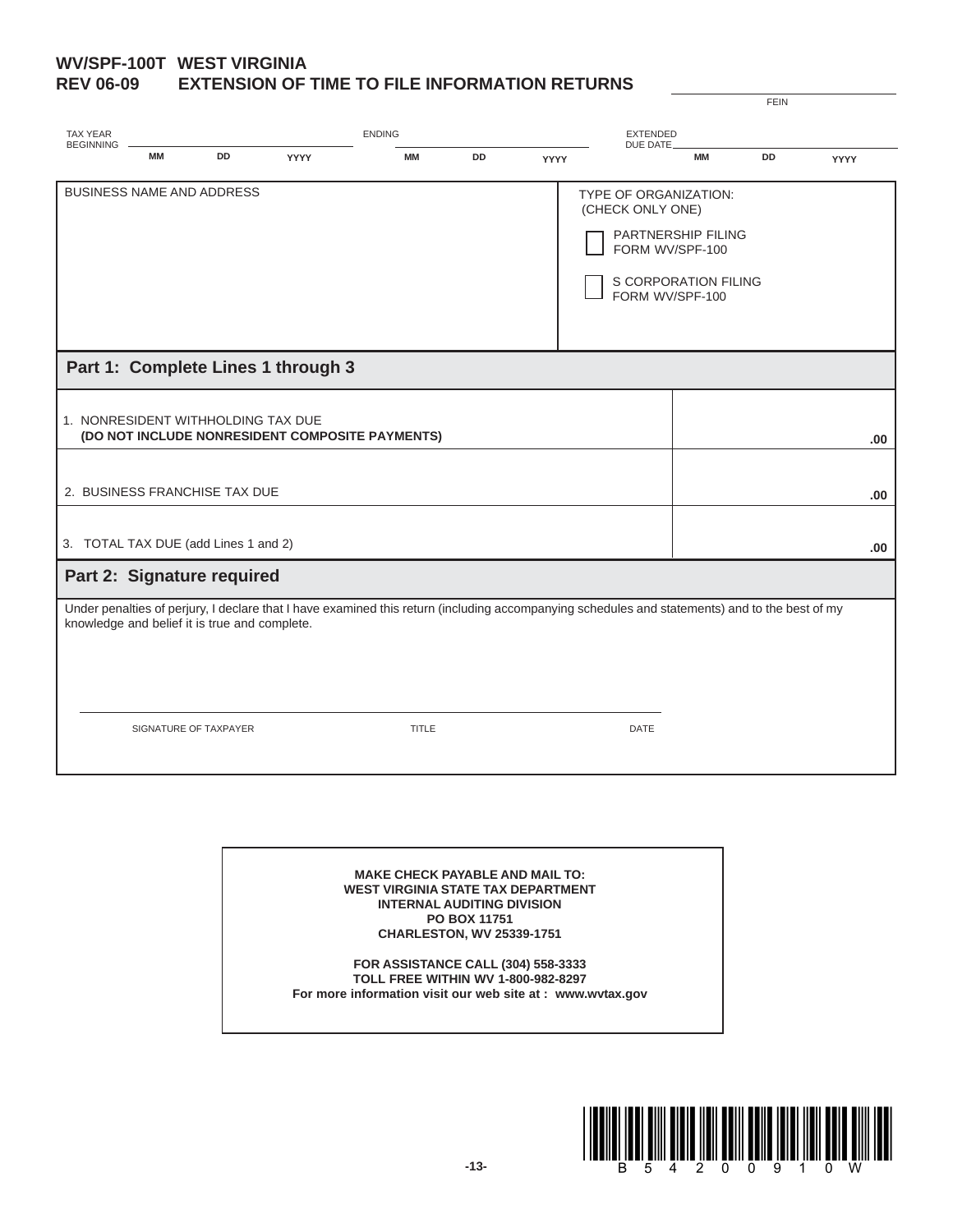**WV/SPF-100T WEST VIRGINIA**
**REV 06-09**

# EXTENSION OF TIME TO FILE INFORMATION RETURNS

FEIN ____________________

| TAX YEAR BEGINNING | | | ENDING | | | EXTENDED DUE DATE | | |
|---|---|---|---|---|---|---|---|---|
| MM | DD | YYYY | MM | DD | YYYY | MM | DD | YYYY |

| BUSINESS NAME AND ADDRESS | TYPE OF ORGANIZATION: (CHECK ONLY ONE) |
|---|---|
| | ☐ PARTNERSHIP FILING FORM WV/SPF-100 |
| | ☐ S CORPORATION FILING FORM WV/SPF-100 |

## Part 1: Complete Lines 1 through 3

| | |
|---|---|
| 1. NONRESIDENT WITHHOLDING TAX DUE **(DO NOT INCLUDE NONRESIDENT COMPOSITE PAYMENTS)** | .00 |
| 2. BUSINESS FRANCHISE TAX DUE | .00 |
| 3. TOTAL TAX DUE (add Lines 1 and 2) | .00 |

## Part 2: Signature required

Under penalties of perjury, I declare that I have examined this return (including accompanying schedules and statements) and to the best of my knowledge and belief it is true and complete.

SIGNATURE OF TAXPAYER ____________________ TITLE ____________________ DATE ____________________

**MAKE CHECK PAYABLE AND MAIL TO:**
**WEST VIRGINIA STATE TAX DEPARTMENT**
**INTERNAL AUDITING DIVISION**
**PO BOX 11751**
**CHARLESTON, WV 25339-1751**

**FOR ASSISTANCE CALL (304) 558-3333**
**TOLL FREE WITHIN WV 1-800-982-8297**
**For more information visit our web site at : www.wvtax.gov**

B 5 4 2 0 0 9 1 0 W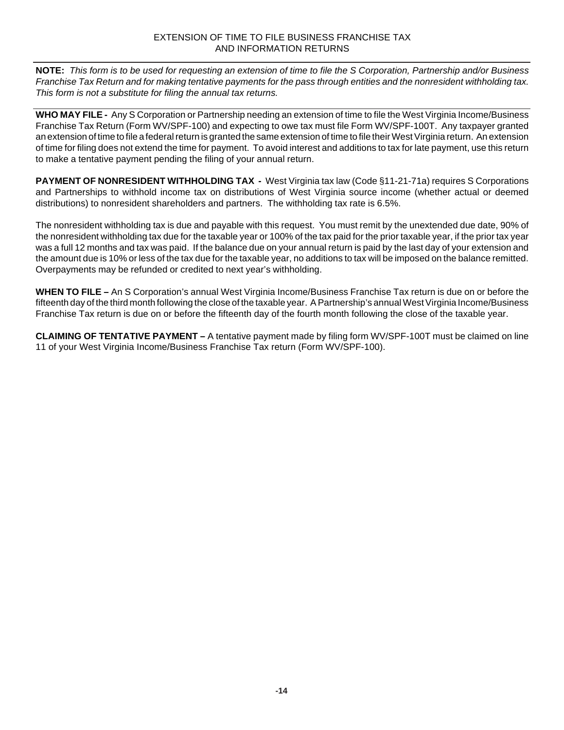## EXTENSION OF TIME TO FILE BUSINESS FRANCHISE TAX AND INFORMATION RETURNS

**NOTE:** *This form is to be used for requesting an extension of time to file the S Corporation, Partnership and/or Business Franchise Tax Return and for making tentative payments for the pass through entities and the nonresident withholding tax. This form is not a substitute for filing the annual tax returns.*

**WHO MAY FILE -** Any S Corporation or Partnership needing an extension of time to file the West Virginia Income/Business Franchise Tax Return (Form WV/SPF-100) and expecting to owe tax must file Form WV/SPF-100T. Any taxpayer granted an extension of time to file a federal return is granted the same extension of time to file their West Virginia return. An extension of time for filing does not extend the time for payment. To avoid interest and additions to tax for late payment, use this return to make a tentative payment pending the filing of your annual return.

**PAYMENT OF NONRESIDENT WITHHOLDING TAX -** West Virginia tax law (Code §11-21-71a) requires S Corporations and Partnerships to withhold income tax on distributions of West Virginia source income (whether actual or deemed distributions) to nonresident shareholders and partners. The withholding tax rate is 6.5%.

The nonresident withholding tax is due and payable with this request. You must remit by the unextended due date, 90% of the nonresident withholding tax due for the taxable year or 100% of the tax paid for the prior taxable year, if the prior tax year was a full 12 months and tax was paid. If the balance due on your annual return is paid by the last day of your extension and the amount due is 10% or less of the tax due for the taxable year, no additions to tax will be imposed on the balance remitted. Overpayments may be refunded or credited to next year's withholding.

**WHEN TO FILE –** An S Corporation's annual West Virginia Income/Business Franchise Tax return is due on or before the fifteenth day of the third month following the close of the taxable year. A Partnership's annual West Virginia Income/Business Franchise Tax return is due on or before the fifteenth day of the fourth month following the close of the taxable year.

**CLAIMING OF TENTATIVE PAYMENT –** A tentative payment made by filing form WV/SPF-100T must be claimed on line 11 of your West Virginia Income/Business Franchise Tax return (Form WV/SPF-100).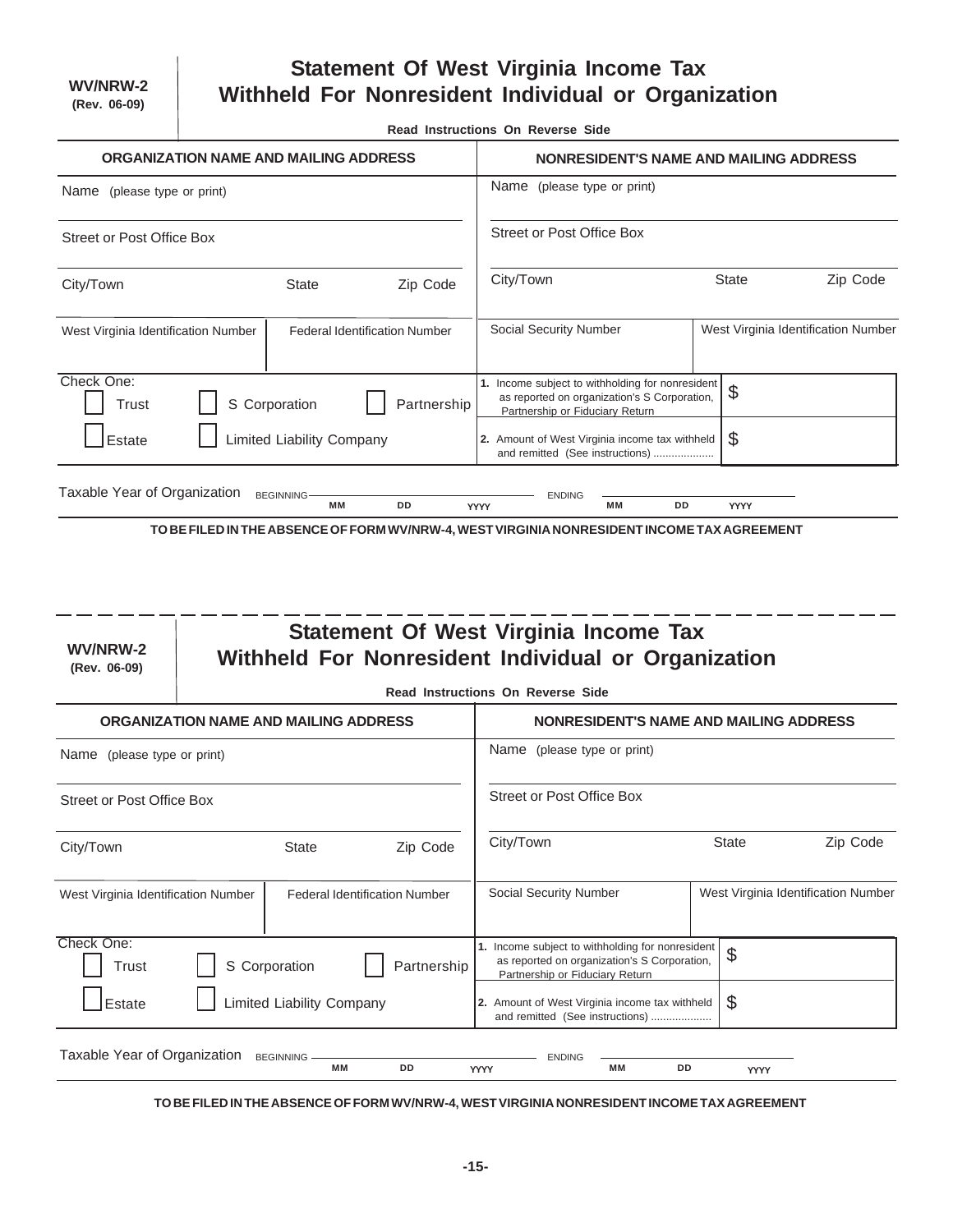**WV/NRW-2**
**(Rev. 06-09)**

# Statement Of West Virginia Income Tax Withheld For Nonresident Individual or Organization

**Read Instructions On Reverse Side**

| ORGANIZATION NAME AND MAILING ADDRESS | | | NONRESIDENT'S NAME AND MAILING ADDRESS | | |
|---|---|---|---|---|---|
| Name (please type or print) | | | Name (please type or print) | | |
| Street or Post Office Box | | | Street or Post Office Box | | |
| City/Town | State | Zip Code | City/Town | State | Zip Code |
| West Virginia Identification Number | Federal Identification Number | | Social Security Number | West Virginia Identification Number | |

Check One:

- ☐ Trust
- ☐ S Corporation
- ☐ Partnership
- ☐ Estate
- ☐ Limited Liability Company

| | |
|---|---|
| 1. Income subject to withholding for nonresident as reported on organization's S Corporation, Partnership or Fiduciary Return | $ |
| 2. Amount of West Virginia income tax withheld and remitted (See instructions) .................... | $ |

Taxable Year of Organization BEGINNING ______ MM DD YYYY ENDING ______ MM DD YYYY

**TO BE FILED IN THE ABSENCE OF FORM WV/NRW-4, WEST VIRGINIA NONRESIDENT INCOME TAX AGREEMENT**

---

**WV/NRW-2**
**(Rev. 06-09)**

# Statement Of West Virginia Income Tax Withheld For Nonresident Individual or Organization

**Read Instructions On Reverse Side**

| ORGANIZATION NAME AND MAILING ADDRESS | | | NONRESIDENT'S NAME AND MAILING ADDRESS | | |
|---|---|---|---|---|---|
| Name (please type or print) | | | Name (please type or print) | | |
| Street or Post Office Box | | | Street or Post Office Box | | |
| City/Town | State | Zip Code | City/Town | State | Zip Code |
| West Virginia Identification Number | Federal Identification Number | | Social Security Number | West Virginia Identification Number | |

Check One:

- ☐ Trust
- ☐ S Corporation
- ☐ Partnership
- ☐ Estate
- ☐ Limited Liability Company

| | |
|---|---|
| 1. Income subject to withholding for nonresident as reported on organization's S Corporation, Partnership or Fiduciary Return | $ |
| 2. Amount of West Virginia income tax withheld and remitted (See instructions) .................... | $ |

Taxable Year of Organization BEGINNING ______ MM DD YYYY ENDING ______ MM DD YYYY

**TO BE FILED IN THE ABSENCE OF FORM WV/NRW-4, WEST VIRGINIA NONRESIDENT INCOME TAX AGREEMENT**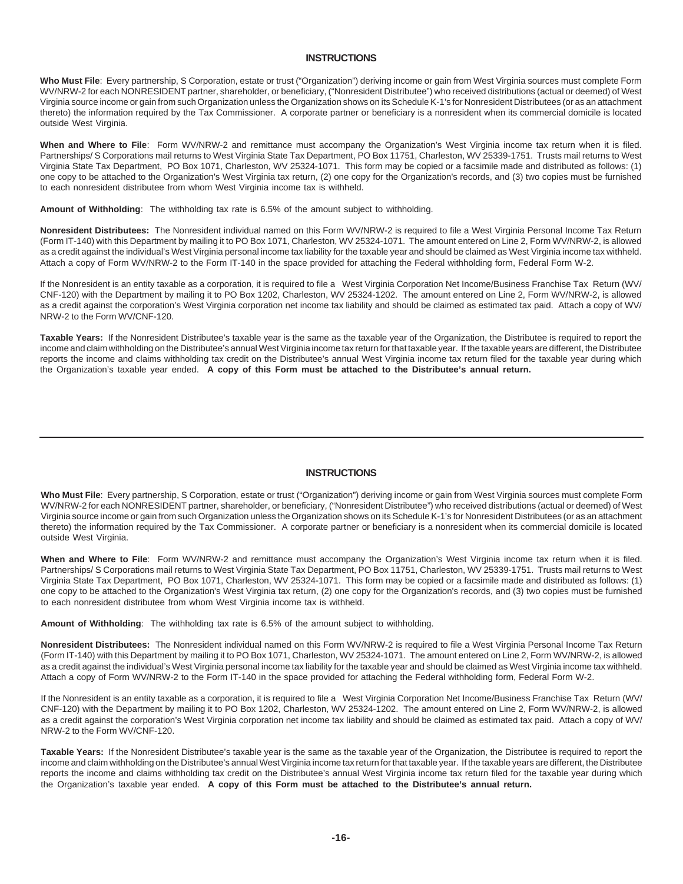## INSTRUCTIONS

**Who Must File**: Every partnership, S Corporation, estate or trust ("Organization") deriving income or gain from West Virginia sources must complete Form WV/NRW-2 for each NONRESIDENT partner, shareholder, or beneficiary, ("Nonresident Distributee") who received distributions (actual or deemed) of West Virginia source income or gain from such Organization unless the Organization shows on its Schedule K-1's for Nonresident Distributees (or as an attachment thereto) the information required by the Tax Commissioner. A corporate partner or beneficiary is a nonresident when its commercial domicile is located outside West Virginia.

**When and Where to File**: Form WV/NRW-2 and remittance must accompany the Organization's West Virginia income tax return when it is filed. Partnerships/ S Corporations mail returns to West Virginia State Tax Department, PO Box 11751, Charleston, WV 25339-1751. Trusts mail returns to West Virginia State Tax Department, PO Box 1071, Charleston, WV 25324-1071. This form may be copied or a facsimile made and distributed as follows: (1) one copy to be attached to the Organization's West Virginia tax return, (2) one copy for the Organization's records, and (3) two copies must be furnished to each nonresident distributee from whom West Virginia income tax is withheld.

**Amount of Withholding**: The withholding tax rate is 6.5% of the amount subject to withholding.

**Nonresident Distributees:** The Nonresident individual named on this Form WV/NRW-2 is required to file a West Virginia Personal Income Tax Return (Form IT-140) with this Department by mailing it to PO Box 1071, Charleston, WV 25324-1071. The amount entered on Line 2, Form WV/NRW-2, is allowed as a credit against the individual's West Virginia personal income tax liability for the taxable year and should be claimed as West Virginia income tax withheld. Attach a copy of Form WV/NRW-2 to the Form IT-140 in the space provided for attaching the Federal withholding form, Federal Form W-2.

If the Nonresident is an entity taxable as a corporation, it is required to file a West Virginia Corporation Net Income/Business Franchise Tax Return (WV/CNF-120) with the Department by mailing it to PO Box 1202, Charleston, WV 25324-1202. The amount entered on Line 2, Form WV/NRW-2, is allowed as a credit against the corporation's West Virginia corporation net income tax liability and should be claimed as estimated tax paid. Attach a copy of WV/NRW-2 to the Form WV/CNF-120.

**Taxable Years:** If the Nonresident Distributee's taxable year is the same as the taxable year of the Organization, the Distributee is required to report the income and claim withholding on the Distributee's annual West Virginia income tax return for that taxable year. If the taxable years are different, the Distributee reports the income and claims withholding tax credit on the Distributee's annual West Virginia income tax return filed for the taxable year during which the Organization's taxable year ended. **A copy of this Form must be attached to the Distributee's annual return.**

---

## INSTRUCTIONS

**Who Must File**: Every partnership, S Corporation, estate or trust ("Organization") deriving income or gain from West Virginia sources must complete Form WV/NRW-2 for each NONRESIDENT partner, shareholder, or beneficiary, ("Nonresident Distributee") who received distributions (actual or deemed) of West Virginia source income or gain from such Organization unless the Organization shows on its Schedule K-1's for Nonresident Distributees (or as an attachment thereto) the information required by the Tax Commissioner. A corporate partner or beneficiary is a nonresident when its commercial domicile is located outside West Virginia.

**When and Where to File**: Form WV/NRW-2 and remittance must accompany the Organization's West Virginia income tax return when it is filed. Partnerships/ S Corporations mail returns to West Virginia State Tax Department, PO Box 11751, Charleston, WV 25339-1751. Trusts mail returns to West Virginia State Tax Department, PO Box 1071, Charleston, WV 25324-1071. This form may be copied or a facsimile made and distributed as follows: (1) one copy to be attached to the Organization's West Virginia tax return, (2) one copy for the Organization's records, and (3) two copies must be furnished to each nonresident distributee from whom West Virginia income tax is withheld.

**Amount of Withholding**: The withholding tax rate is 6.5% of the amount subject to withholding.

**Nonresident Distributees:** The Nonresident individual named on this Form WV/NRW-2 is required to file a West Virginia Personal Income Tax Return (Form IT-140) with this Department by mailing it to PO Box 1071, Charleston, WV 25324-1071. The amount entered on Line 2, Form WV/NRW-2, is allowed as a credit against the individual's West Virginia personal income tax liability for the taxable year and should be claimed as West Virginia income tax withheld. Attach a copy of Form WV/NRW-2 to the Form IT-140 in the space provided for attaching the Federal withholding form, Federal Form W-2.

If the Nonresident is an entity taxable as a corporation, it is required to file a West Virginia Corporation Net Income/Business Franchise Tax Return (WV/CNF-120) with the Department by mailing it to PO Box 1202, Charleston, WV 25324-1202. The amount entered on Line 2, Form WV/NRW-2, is allowed as a credit against the corporation's West Virginia corporation net income tax liability and should be claimed as estimated tax paid. Attach a copy of WV/NRW-2 to the Form WV/CNF-120.

**Taxable Years:** If the Nonresident Distributee's taxable year is the same as the taxable year of the Organization, the Distributee is required to report the income and claim withholding on the Distributee's annual West Virginia income tax return for that taxable year. If the taxable years are different, the Distributee reports the income and claims withholding tax credit on the Distributee's annual West Virginia income tax return filed for the taxable year during which the Organization's taxable year ended. **A copy of this Form must be attached to the Distributee's annual return.**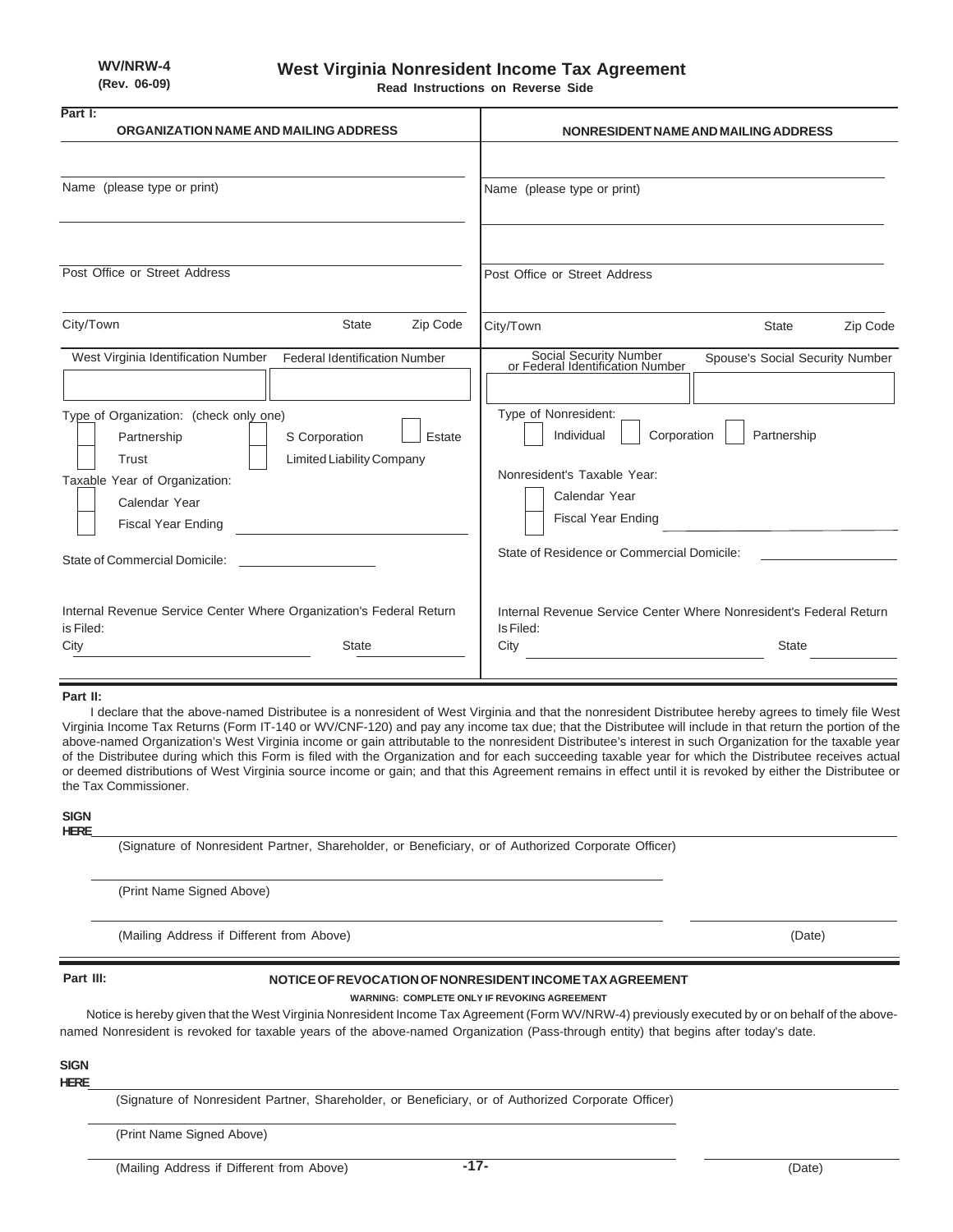**WV/NRW-4**
**(Rev. 06-09)**

# West Virginia Nonresident Income Tax Agreement

**Read Instructions on Reverse Side**

**Part I:**

| ORGANIZATION NAME AND MAILING ADDRESS | NONRESIDENT NAME AND MAILING ADDRESS |
|---|---|
| Name (please type or print) | Name (please type or print) |
| Post Office or Street Address | Post Office or Street Address |
| City/Town State Zip Code | City/Town State Zip Code |
| West Virginia Identification Number / Federal Identification Number | Social Security Number or Federal Identification Number / Spouse's Social Security Number |

**Organization:**

Type of Organization: (check only one)
- ☐ Partnership
- ☐ S Corporation
- ☐ Estate
- ☐ Trust
- ☐ Limited Liability Company

Taxable Year of Organization:
- ☐ Calendar Year
- ☐ Fiscal Year Ending ____________

State of Commercial Domicile: ____________

Internal Revenue Service Center Where Organization's Federal Return is Filed:
City ____________ State ____________

**Nonresident:**

Type of Nonresident:
- ☐ Individual
- ☐ Corporation
- ☐ Partnership

Nonresident's Taxable Year:
- ☐ Calendar Year
- ☐ Fiscal Year Ending ____________

State of Residence or Commercial Domicile: ____________

Internal Revenue Service Center Where Nonresident's Federal Return Is Filed:
City ____________ State ____________

**Part II:**

I declare that the above-named Distributee is a nonresident of West Virginia and that the nonresident Distributee hereby agrees to timely file West Virginia Income Tax Returns (Form IT-140 or WV/CNF-120) and pay any income tax due; that the Distributee will include in that return the portion of the above-named Organization's West Virginia income or gain attributable to the nonresident Distributee's interest in such Organization for the taxable year of the Distributee during which this Form is filed with the Organization and for each succeeding taxable year for which the Distributee receives actual or deemed distributions of West Virginia source income or gain; and that this Agreement remains in effect until it is revoked by either the Distributee or the Tax Commissioner.

**SIGN HERE** ________________________________________

(Signature of Nonresident Partner, Shareholder, or Beneficiary, or of Authorized Corporate Officer)

________________________________________

(Print Name Signed Above)

________________________________________ ____________

(Mailing Address if Different from Above) (Date)

**Part III:**

## NOTICE OF REVOCATION OF NONRESIDENT INCOME TAX AGREEMENT

**WARNING: COMPLETE ONLY IF REVOKING AGREEMENT**

Notice is hereby given that the West Virginia Nonresident Income Tax Agreement (Form WV/NRW-4) previously executed by or on behalf of the above-named Nonresident is revoked for taxable years of the above-named Organization (Pass-through entity) that begins after today's date.

**SIGN HERE** ________________________________________

(Signature of Nonresident Partner, Shareholder, or Beneficiary, or of Authorized Corporate Officer)

________________________________________

(Print Name Signed Above)

________________________________________ ____________

(Mailing Address if Different from Above) (Date)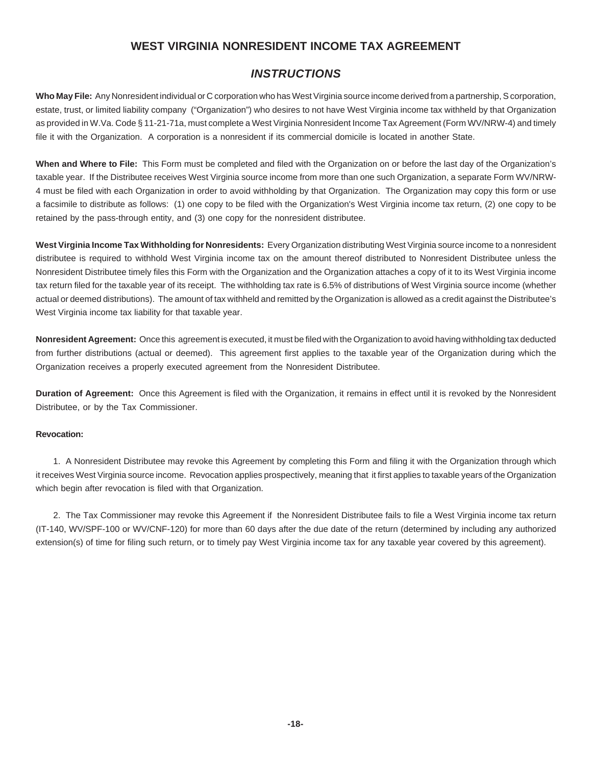# WEST VIRGINIA NONRESIDENT INCOME TAX AGREEMENT

## *INSTRUCTIONS*

**Who May File:** Any Nonresident individual or C corporation who has West Virginia source income derived from a partnership, S corporation, estate, trust, or limited liability company ("Organization") who desires to not have West Virginia income tax withheld by that Organization as provided in W.Va. Code § 11-21-71a, must complete a West Virginia Nonresident Income Tax Agreement (Form WV/NRW-4) and timely file it with the Organization. A corporation is a nonresident if its commercial domicile is located in another State.

**When and Where to File:** This Form must be completed and filed with the Organization on or before the last day of the Organization's taxable year. If the Distributee receives West Virginia source income from more than one such Organization, a separate Form WV/NRW-4 must be filed with each Organization in order to avoid withholding by that Organization. The Organization may copy this form or use a facsimile to distribute as follows: (1) one copy to be filed with the Organization's West Virginia income tax return, (2) one copy to be retained by the pass-through entity, and (3) one copy for the nonresident distributee.

**West Virginia Income Tax Withholding for Nonresidents:** Every Organization distributing West Virginia source income to a nonresident distributee is required to withhold West Virginia income tax on the amount thereof distributed to Nonresident Distributee unless the Nonresident Distributee timely files this Form with the Organization and the Organization attaches a copy of it to its West Virginia income tax return filed for the taxable year of its receipt. The withholding tax rate is 6.5% of distributions of West Virginia source income (whether actual or deemed distributions). The amount of tax withheld and remitted by the Organization is allowed as a credit against the Distributee's West Virginia income tax liability for that taxable year.

**Nonresident Agreement:** Once this agreement is executed, it must be filed with the Organization to avoid having withholding tax deducted from further distributions (actual or deemed). This agreement first applies to the taxable year of the Organization during which the Organization receives a properly executed agreement from the Nonresident Distributee.

**Duration of Agreement:** Once this Agreement is filed with the Organization, it remains in effect until it is revoked by the Nonresident Distributee, or by the Tax Commissioner.

**Revocation:**

1. A Nonresident Distributee may revoke this Agreement by completing this Form and filing it with the Organization through which it receives West Virginia source income. Revocation applies prospectively, meaning that it first applies to taxable years of the Organization which begin after revocation is filed with that Organization.

2. The Tax Commissioner may revoke this Agreement if the Nonresident Distributee fails to file a West Virginia income tax return (IT-140, WV/SPF-100 or WV/CNF-120) for more than 60 days after the due date of the return (determined by including any authorized extension(s) of time for filing such return, or to timely pay West Virginia income tax for any taxable year covered by this agreement).